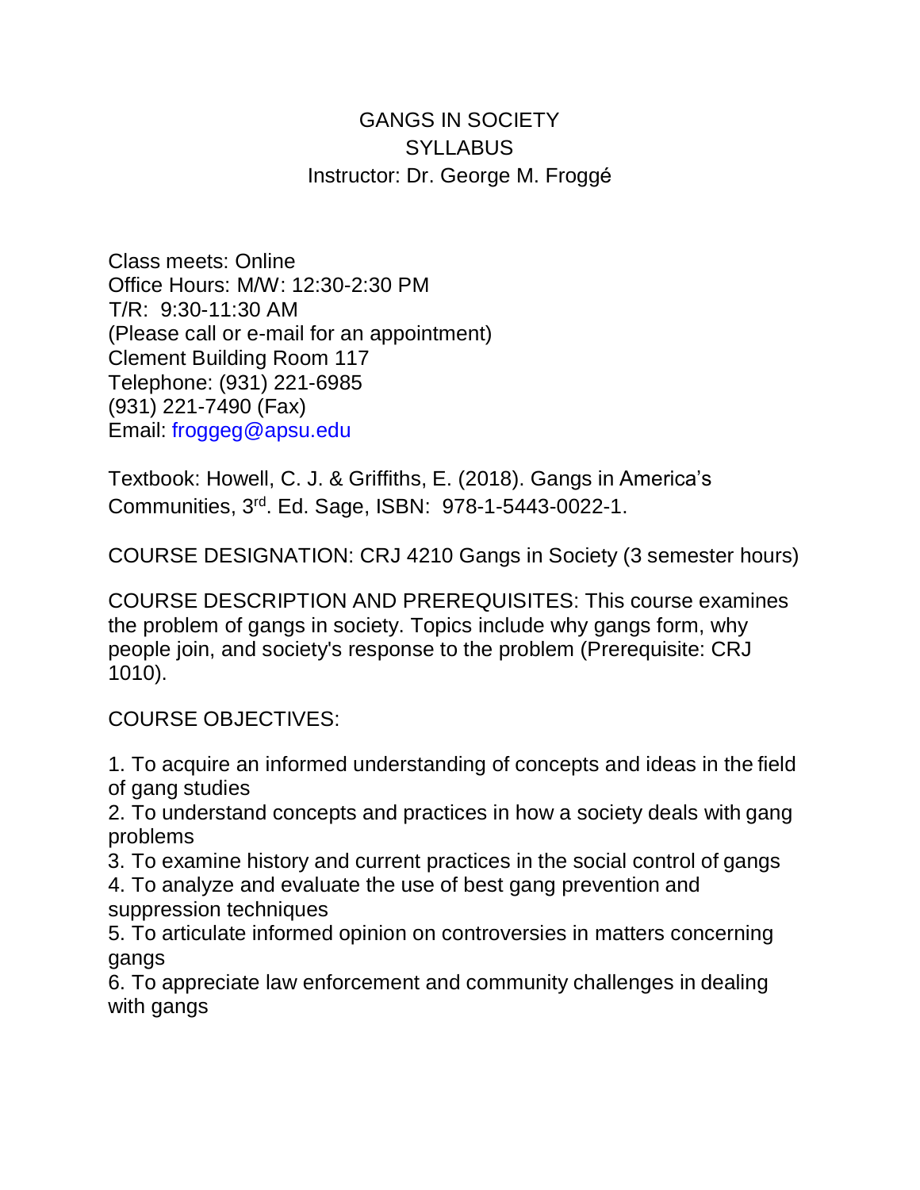# GANGS IN SOCIETY
## SYLLABUS
### Instructor: Dr. George M. Froggé

Class meets: Online
Office Hours: M/W: 12:30-2:30 PM
T/R: 9:30-11:30 AM
(Please call or e-mail for an appointment)
Clement Building Room 117
Telephone: (931) 221-6985
(931) 221-7490 (Fax)
Email: froggeg@apsu.edu

Textbook: Howell, C. J. & Griffiths, E. (2018). Gangs in America's Communities, 3rd. Ed. Sage, ISBN: 978-1-5443-0022-1.

COURSE DESIGNATION: CRJ 4210 Gangs in Society (3 semester hours)

COURSE DESCRIPTION AND PREREQUISITES: This course examines the problem of gangs in society. Topics include why gangs form, why people join, and society's response to the problem (Prerequisite: CRJ 1010).

COURSE OBJECTIVES:

1. To acquire an informed understanding of concepts and ideas in the field of gang studies
2. To understand concepts and practices in how a society deals with gang problems
3. To examine history and current practices in the social control of gangs
4. To analyze and evaluate the use of best gang prevention and suppression techniques
5. To articulate informed opinion on controversies in matters concerning gangs
6. To appreciate law enforcement and community challenges in dealing with gangs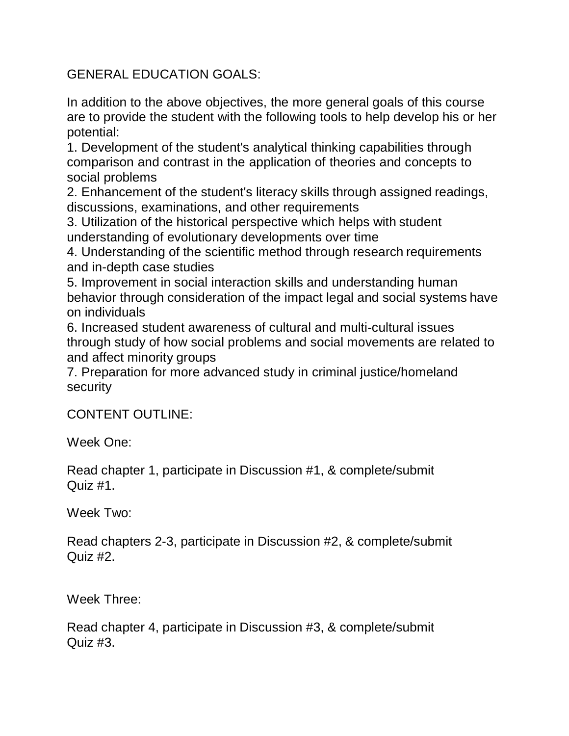## GENERAL EDUCATION GOALS:

In addition to the above objectives, the more general goals of this course are to provide the student with the following tools to help develop his or her potential:

1. Development of the student's analytical thinking capabilities through comparison and contrast in the application of theories and concepts to social problems
2. Enhancement of the student's literacy skills through assigned readings, discussions, examinations, and other requirements
3. Utilization of the historical perspective which helps with student understanding of evolutionary developments over time
4. Understanding of the scientific method through research requirements and in-depth case studies
5. Improvement in social interaction skills and understanding human behavior through consideration of the impact legal and social systems have on individuals
6. Increased student awareness of cultural and multi-cultural issues through study of how social problems and social movements are related to and affect minority groups
7. Preparation for more advanced study in criminal justice/homeland security

## CONTENT OUTLINE:

Week One:

Read chapter 1, participate in Discussion #1, & complete/submit Quiz #1.

Week Two:

Read chapters 2-3, participate in Discussion #2, & complete/submit Quiz #2.

Week Three:

Read chapter 4, participate in Discussion #3, & complete/submit Quiz #3.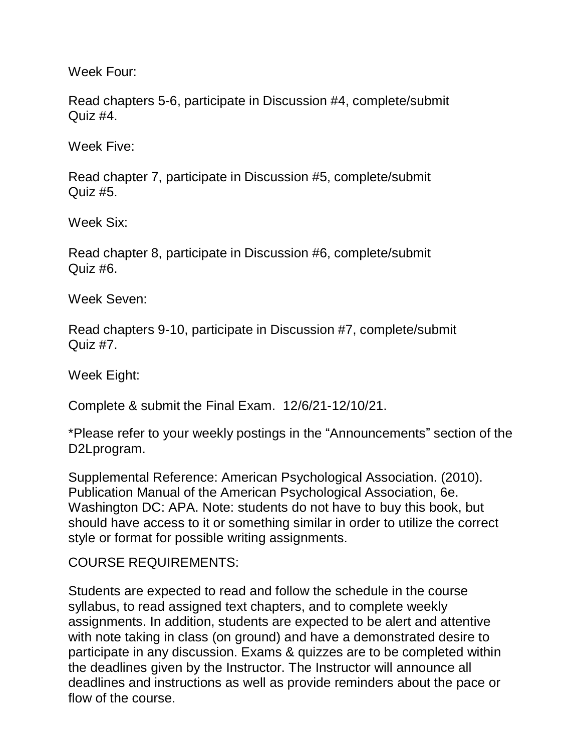Week Four:

Read chapters 5-6, participate in Discussion #4, complete/submit Quiz #4.

Week Five:

Read chapter 7, participate in Discussion #5, complete/submit Quiz #5.

Week Six:

Read chapter 8, participate in Discussion #6, complete/submit Quiz #6.

Week Seven:

Read chapters 9-10, participate in Discussion #7, complete/submit Quiz #7.

Week Eight:

Complete & submit the Final Exam. 12/6/21-12/10/21.

*Please refer to your weekly postings in the "Announcements" section of the D2Lprogram.

Supplemental Reference: American Psychological Association. (2010). Publication Manual of the American Psychological Association, 6e. Washington DC: APA. Note: students do not have to buy this book, but should have access to it or something similar in order to utilize the correct style or format for possible writing assignments.

COURSE REQUIREMENTS:

Students are expected to read and follow the schedule in the course syllabus, to read assigned text chapters, and to complete weekly assignments. In addition, students are expected to be alert and attentive with note taking in class (on ground) and have a demonstrated desire to participate in any discussion. Exams & quizzes are to be completed within the deadlines given by the Instructor. The Instructor will announce all deadlines and instructions as well as provide reminders about the pace or flow of the course.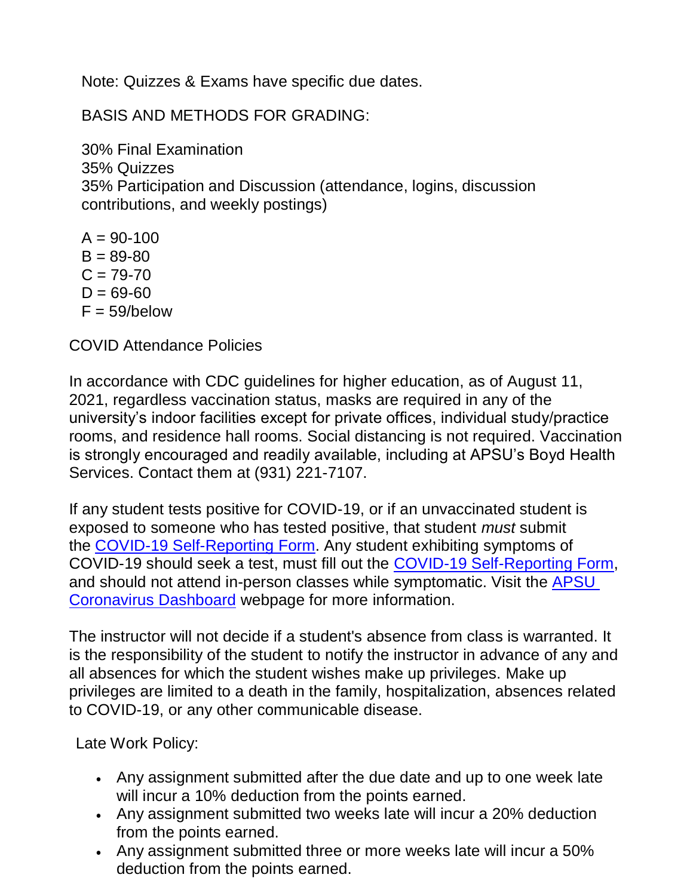Note: Quizzes & Exams have specific due dates.

BASIS AND METHODS FOR GRADING:

30% Final Examination
35% Quizzes
35% Participation and Discussion (attendance, logins, discussion contributions, and weekly postings)

A = 90-100
B = 89-80
C = 79-70
D = 69-60
F = 59/below

COVID Attendance Policies

In accordance with CDC guidelines for higher education, as of August 11, 2021, regardless vaccination status, masks are required in any of the university's indoor facilities except for private offices, individual study/practice rooms, and residence hall rooms. Social distancing is not required. Vaccination is strongly encouraged and readily available, including at APSU's Boyd Health Services. Contact them at (931) 221-7107.

If any student tests positive for COVID-19, or if an unvaccinated student is exposed to someone who has tested positive, that student *must* submit the COVID-19 Self-Reporting Form. Any student exhibiting symptoms of COVID-19 should seek a test, must fill out the COVID-19 Self-Reporting Form, and should not attend in-person classes while symptomatic. Visit the APSU Coronavirus Dashboard webpage for more information.

The instructor will not decide if a student's absence from class is warranted. It is the responsibility of the student to notify the instructor in advance of any and all absences for which the student wishes make up privileges. Make up privileges are limited to a death in the family, hospitalization, absences related to COVID-19, or any other communicable disease.

Late Work Policy:

- Any assignment submitted after the due date and up to one week late will incur a 10% deduction from the points earned.
- Any assignment submitted two weeks late will incur a 20% deduction from the points earned.
- Any assignment submitted three or more weeks late will incur a 50% deduction from the points earned.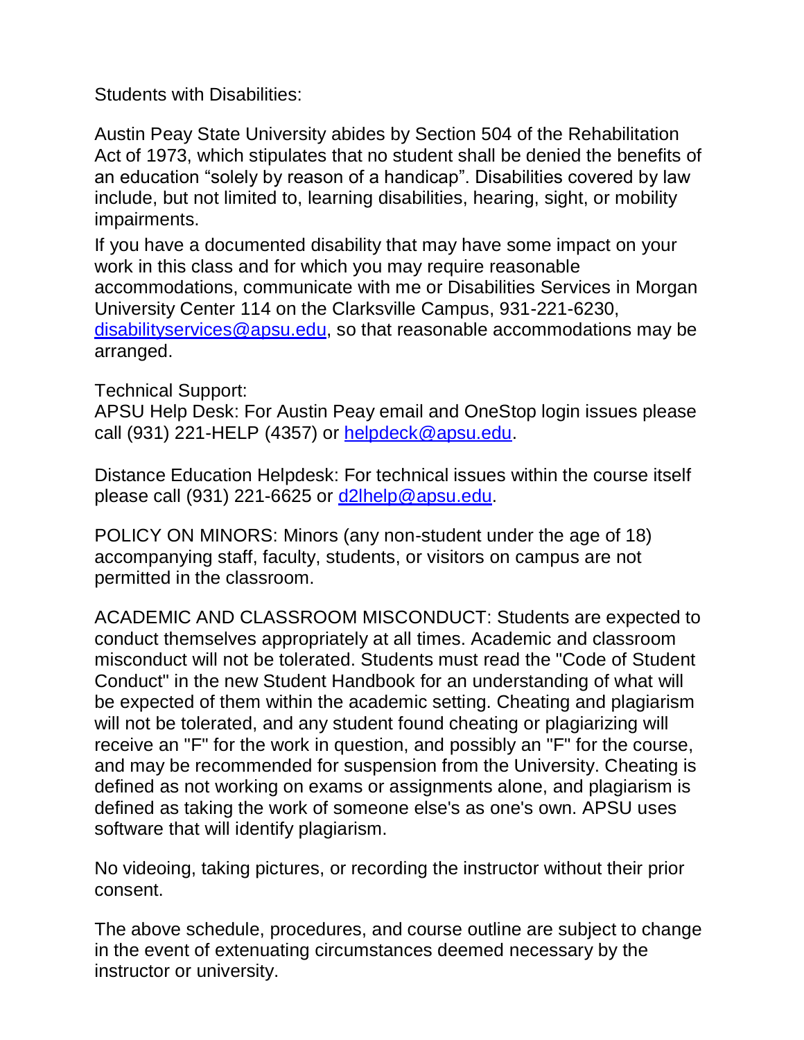Students with Disabilities:

Austin Peay State University abides by Section 504 of the Rehabilitation Act of 1973, which stipulates that no student shall be denied the benefits of an education "solely by reason of a handicap". Disabilities covered by law include, but not limited to, learning disabilities, hearing, sight, or mobility impairments.

If you have a documented disability that may have some impact on your work in this class and for which you may require reasonable accommodations, communicate with me or Disabilities Services in Morgan University Center 114 on the Clarksville Campus, 931-221-6230, disabilityservices@apsu.edu, so that reasonable accommodations may be arranged.

Technical Support:
APSU Help Desk: For Austin Peay email and OneStop login issues please call (931) 221-HELP (4357) or helpdeck@apsu.edu.

Distance Education Helpdesk: For technical issues within the course itself please call (931) 221-6625 or d2lhelp@apsu.edu.

POLICY ON MINORS: Minors (any non-student under the age of 18) accompanying staff, faculty, students, or visitors on campus are not permitted in the classroom.

ACADEMIC AND CLASSROOM MISCONDUCT: Students are expected to conduct themselves appropriately at all times. Academic and classroom misconduct will not be tolerated. Students must read the "Code of Student Conduct" in the new Student Handbook for an understanding of what will be expected of them within the academic setting. Cheating and plagiarism will not be tolerated, and any student found cheating or plagiarizing will receive an "F" for the work in question, and possibly an "F" for the course, and may be recommended for suspension from the University. Cheating is defined as not working on exams or assignments alone, and plagiarism is defined as taking the work of someone else's as one's own. APSU uses software that will identify plagiarism.

No videoing, taking pictures, or recording the instructor without their prior consent.

The above schedule, procedures, and course outline are subject to change in the event of extenuating circumstances deemed necessary by the instructor or university.